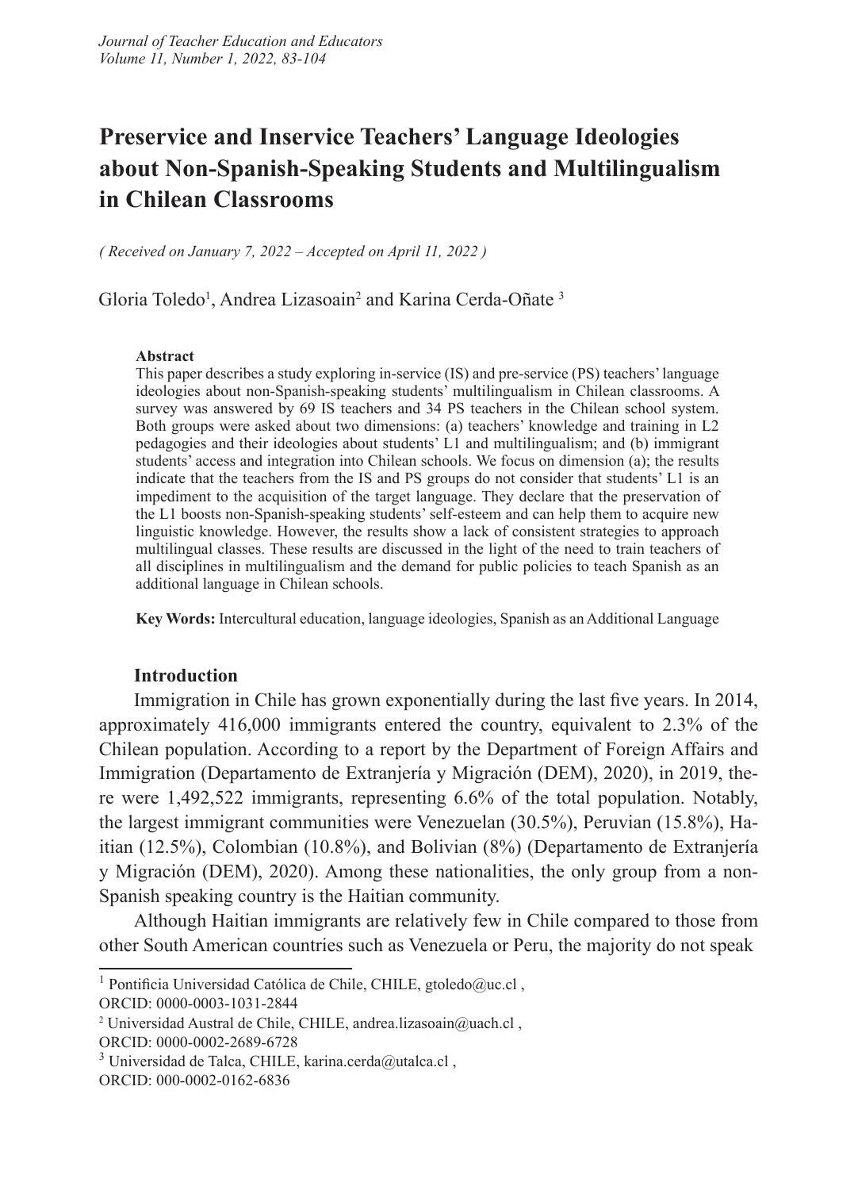# Preservice and Inservice Teachers' Language Ideologies about Non-Spanish-Speaking Students and Multilingualism in Chilean Classrooms

*( Received on January 7, 2022 – Accepted on April 11, 2022 )*

Gloria Toledo[1], Andrea Lizasoain[2] and Karina Cerda-Oñate [3]

**Abstract**

This paper describes a study exploring in-service (IS) and pre-service (PS) teachers' language ideologies about non-Spanish-speaking students' multilingualism in Chilean classrooms. A survey was answered by 69 IS teachers and 34 PS teachers in the Chilean school system. Both groups were asked about two dimensions: (a) teachers' knowledge and training in L2 pedagogies and their ideologies about students' L1 and multilingualism; and (b) immigrant students' access and integration into Chilean schools. We focus on dimension (a); the results indicate that the teachers from the IS and PS groups do not consider that students' L1 is an impediment to the acquisition of the target language. They declare that the preservation of the L1 boosts non-Spanish-speaking students' self-esteem and can help them to acquire new linguistic knowledge. However, the results show a lack of consistent strategies to approach multilingual classes. These results are discussed in the light of the need to train teachers of all disciplines in multilingualism and the demand for public policies to teach Spanish as an additional language in Chilean schools.

**Key Words:** Intercultural education, language ideologies, Spanish as an Additional Language

## Introduction

Immigration in Chile has grown exponentially during the last five years. In 2014, approximately 416,000 immigrants entered the country, equivalent to 2.3% of the Chilean population. According to a report by the Department of Foreign Affairs and Immigration (Departamento de Extranjería y Migración (DEM), 2020), in 2019, there were 1,492,522 immigrants, representing 6.6% of the total population. Notably, the largest immigrant communities were Venezuelan (30.5%), Peruvian (15.8%), Haitian (12.5%), Colombian (10.8%), and Bolivian (8%) (Departamento de Extranjería y Migración (DEM), 2020). Among these nationalities, the only group from a non-Spanish speaking country is the Haitian community.

Although Haitian immigrants are relatively few in Chile compared to those from other South American countries such as Venezuela or Peru, the majority do not speak

---

[1] Pontificia Universidad Católica de Chile, CHILE, gtoledo@uc.cl , ORCID: 0000-0003-1031-2844

[2] Universidad Austral de Chile, CHILE, andrea.lizasoain@uach.cl , ORCID: 0000-0002-2689-6728

[3] Universidad de Talca, CHILE, karina.cerda@utalca.cl , ORCID: 000-0002-0162-6836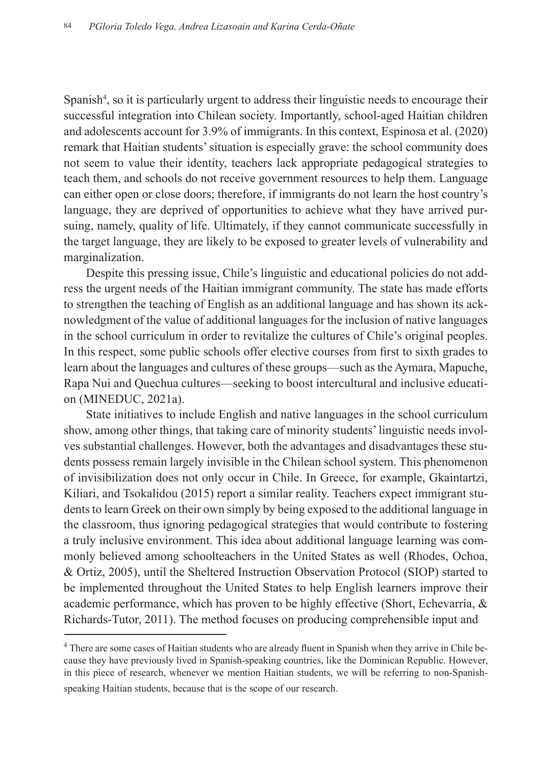Spanish[4], so it is particularly urgent to address their linguistic needs to encourage their successful integration into Chilean society. Importantly, school-aged Haitian children and adolescents account for 3.9% of immigrants. In this context, Espinosa et al. (2020) remark that Haitian students' situation is especially grave: the school community does not seem to value their identity, teachers lack appropriate pedagogical strategies to teach them, and schools do not receive government resources to help them. Language can either open or close doors; therefore, if immigrants do not learn the host country's language, they are deprived of opportunities to achieve what they have arrived pursuing, namely, quality of life. Ultimately, if they cannot communicate successfully in the target language, they are likely to be exposed to greater levels of vulnerability and marginalization.

Despite this pressing issue, Chile's linguistic and educational policies do not address the urgent needs of the Haitian immigrant community. The state has made efforts to strengthen the teaching of English as an additional language and has shown its acknowledgment of the value of additional languages for the inclusion of native languages in the school curriculum in order to revitalize the cultures of Chile's original peoples. In this respect, some public schools offer elective courses from first to sixth grades to learn about the languages and cultures of these groups—such as the Aymara, Mapuche, Rapa Nui and Quechua cultures—seeking to boost intercultural and inclusive education (MINEDUC, 2021a).

State initiatives to include English and native languages in the school curriculum show, among other things, that taking care of minority students' linguistic needs involves substantial challenges. However, both the advantages and disadvantages these students possess remain largely invisible in the Chilean school system. This phenomenon of invisibilization does not only occur in Chile. In Greece, for example, Gkaintartzi, Kiliari, and Tsokalidou (2015) report a similar reality. Teachers expect immigrant students to learn Greek on their own simply by being exposed to the additional language in the classroom, thus ignoring pedagogical strategies that would contribute to fostering a truly inclusive environment. This idea about additional language learning was commonly believed among schoolteachers in the United States as well (Rhodes, Ochoa, & Ortiz, 2005), until the Sheltered Instruction Observation Protocol (SIOP) started to be implemented throughout the United States to help English learners improve their academic performance, which has proven to be highly effective (Short, Echevarría, & Richards-Tutor, 2011). The method focuses on producing comprehensible input and

[4] There are some cases of Haitian students who are already fluent in Spanish when they arrive in Chile because they have previously lived in Spanish-speaking countries, like the Dominican Republic. However, in this piece of research, whenever we mention Haitian students, we will be referring to non-Spanish-speaking Haitian students, because that is the scope of our research.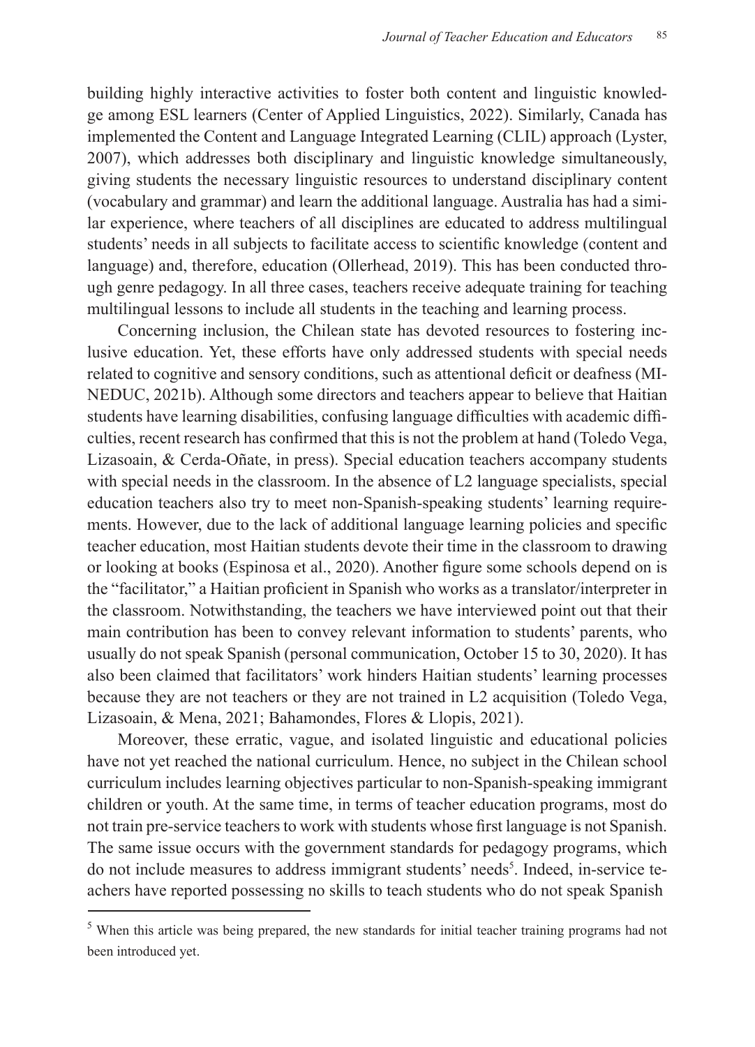building highly interactive activities to foster both content and linguistic knowledge among ESL learners (Center of Applied Linguistics, 2022). Similarly, Canada has implemented the Content and Language Integrated Learning (CLIL) approach (Lyster, 2007), which addresses both disciplinary and linguistic knowledge simultaneously, giving students the necessary linguistic resources to understand disciplinary content (vocabulary and grammar) and learn the additional language. Australia has had a similar experience, where teachers of all disciplines are educated to address multilingual students' needs in all subjects to facilitate access to scientific knowledge (content and language) and, therefore, education (Ollerhead, 2019). This has been conducted through genre pedagogy. In all three cases, teachers receive adequate training for teaching multilingual lessons to include all students in the teaching and learning process.

Concerning inclusion, the Chilean state has devoted resources to fostering inclusive education. Yet, these efforts have only addressed students with special needs related to cognitive and sensory conditions, such as attentional deficit or deafness (MINEDUC, 2021b). Although some directors and teachers appear to believe that Haitian students have learning disabilities, confusing language difficulties with academic difficulties, recent research has confirmed that this is not the problem at hand (Toledo Vega, Lizasoain, & Cerda-Oñate, in press). Special education teachers accompany students with special needs in the classroom. In the absence of L2 language specialists, special education teachers also try to meet non-Spanish-speaking students' learning requirements. However, due to the lack of additional language learning policies and specific teacher education, most Haitian students devote their time in the classroom to drawing or looking at books (Espinosa et al., 2020). Another figure some schools depend on is the "facilitator," a Haitian proficient in Spanish who works as a translator/interpreter in the classroom. Notwithstanding, the teachers we have interviewed point out that their main contribution has been to convey relevant information to students' parents, who usually do not speak Spanish (personal communication, October 15 to 30, 2020). It has also been claimed that facilitators' work hinders Haitian students' learning processes because they are not teachers or they are not trained in L2 acquisition (Toledo Vega, Lizasoain, & Mena, 2021; Bahamondes, Flores & Llopis, 2021).

Moreover, these erratic, vague, and isolated linguistic and educational policies have not yet reached the national curriculum. Hence, no subject in the Chilean school curriculum includes learning objectives particular to non-Spanish-speaking immigrant children or youth. At the same time, in terms of teacher education programs, most do not train pre-service teachers to work with students whose first language is not Spanish. The same issue occurs with the government standards for pedagogy programs, which do not include measures to address immigrant students' needs[5]. Indeed, in-service teachers have reported possessing no skills to teach students who do not speak Spanish

[5] When this article was being prepared, the new standards for initial teacher training programs had not been introduced yet.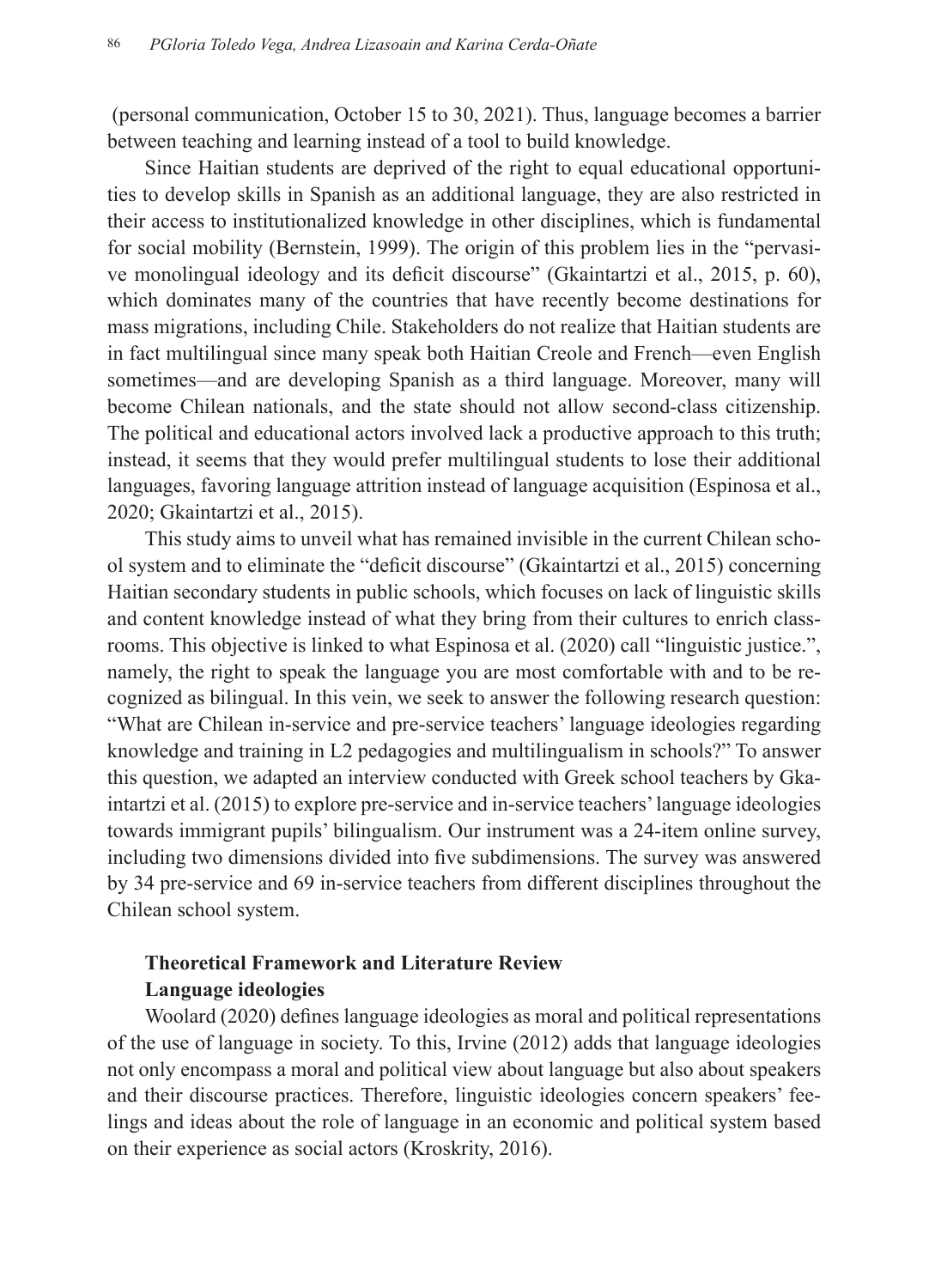(personal communication, October 15 to 30, 2021). Thus, language becomes a barrier between teaching and learning instead of a tool to build knowledge.

Since Haitian students are deprived of the right to equal educational opportunities to develop skills in Spanish as an additional language, they are also restricted in their access to institutionalized knowledge in other disciplines, which is fundamental for social mobility (Bernstein, 1999). The origin of this problem lies in the "pervasive monolingual ideology and its deficit discourse" (Gkaintartzi et al., 2015, p. 60), which dominates many of the countries that have recently become destinations for mass migrations, including Chile. Stakeholders do not realize that Haitian students are in fact multilingual since many speak both Haitian Creole and French—even English sometimes—and are developing Spanish as a third language. Moreover, many will become Chilean nationals, and the state should not allow second-class citizenship. The political and educational actors involved lack a productive approach to this truth; instead, it seems that they would prefer multilingual students to lose their additional languages, favoring language attrition instead of language acquisition (Espinosa et al., 2020; Gkaintartzi et al., 2015).

This study aims to unveil what has remained invisible in the current Chilean school system and to eliminate the "deficit discourse" (Gkaintartzi et al., 2015) concerning Haitian secondary students in public schools, which focuses on lack of linguistic skills and content knowledge instead of what they bring from their cultures to enrich classrooms. This objective is linked to what Espinosa et al. (2020) call "linguistic justice.", namely, the right to speak the language you are most comfortable with and to be recognized as bilingual. In this vein, we seek to answer the following research question: "What are Chilean in-service and pre-service teachers' language ideologies regarding knowledge and training in L2 pedagogies and multilingualism in schools?" To answer this question, we adapted an interview conducted with Greek school teachers by Gkaintartzi et al. (2015) to explore pre-service and in-service teachers' language ideologies towards immigrant pupils' bilingualism. Our instrument was a 24-item online survey, including two dimensions divided into five subdimensions. The survey was answered by 34 pre-service and 69 in-service teachers from different disciplines throughout the Chilean school system.

## Theoretical Framework and Literature Review

### Language ideologies

Woolard (2020) defines language ideologies as moral and political representations of the use of language in society. To this, Irvine (2012) adds that language ideologies not only encompass a moral and political view about language but also about speakers and their discourse practices. Therefore, linguistic ideologies concern speakers' feelings and ideas about the role of language in an economic and political system based on their experience as social actors (Kroskrity, 2016).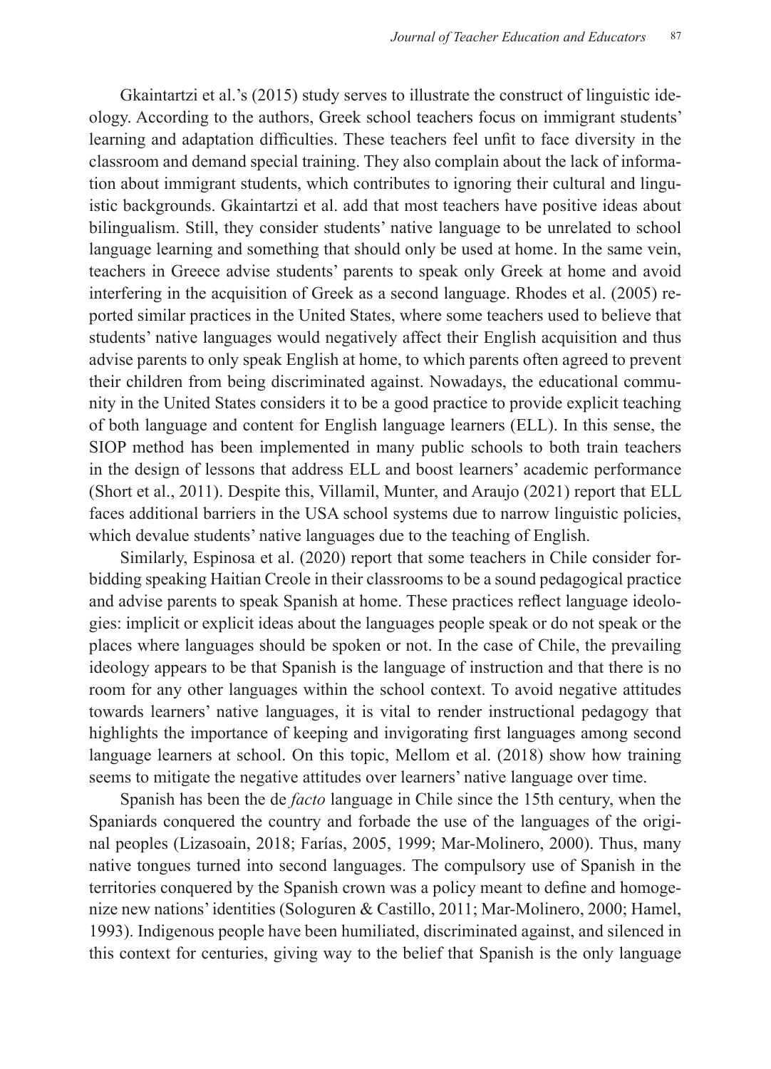Gkaintartzi et al.'s (2015) study serves to illustrate the construct of linguistic ideology. According to the authors, Greek school teachers focus on immigrant students' learning and adaptation difficulties. These teachers feel unfit to face diversity in the classroom and demand special training. They also complain about the lack of information about immigrant students, which contributes to ignoring their cultural and linguistic backgrounds. Gkaintartzi et al. add that most teachers have positive ideas about bilingualism. Still, they consider students' native language to be unrelated to school language learning and something that should only be used at home. In the same vein, teachers in Greece advise students' parents to speak only Greek at home and avoid interfering in the acquisition of Greek as a second language. Rhodes et al. (2005) reported similar practices in the United States, where some teachers used to believe that students' native languages would negatively affect their English acquisition and thus advise parents to only speak English at home, to which parents often agreed to prevent their children from being discriminated against. Nowadays, the educational community in the United States considers it to be a good practice to provide explicit teaching of both language and content for English language learners (ELL). In this sense, the SIOP method has been implemented in many public schools to both train teachers in the design of lessons that address ELL and boost learners' academic performance (Short et al., 2011). Despite this, Villamil, Munter, and Araujo (2021) report that ELL faces additional barriers in the USA school systems due to narrow linguistic policies, which devalue students' native languages due to the teaching of English.

Similarly, Espinosa et al. (2020) report that some teachers in Chile consider forbidding speaking Haitian Creole in their classrooms to be a sound pedagogical practice and advise parents to speak Spanish at home. These practices reflect language ideologies: implicit or explicit ideas about the languages people speak or do not speak or the places where languages should be spoken or not. In the case of Chile, the prevailing ideology appears to be that Spanish is the language of instruction and that there is no room for any other languages within the school context. To avoid negative attitudes towards learners' native languages, it is vital to render instructional pedagogy that highlights the importance of keeping and invigorating first languages among second language learners at school. On this topic, Mellom et al. (2018) show how training seems to mitigate the negative attitudes over learners' native language over time.

Spanish has been the de *facto* language in Chile since the 15th century, when the Spaniards conquered the country and forbade the use of the languages of the original peoples (Lizasoain, 2018; Farías, 2005, 1999; Mar-Molinero, 2000). Thus, many native tongues turned into second languages. The compulsory use of Spanish in the territories conquered by the Spanish crown was a policy meant to define and homogenize new nations' identities (Sologuren & Castillo, 2011; Mar-Molinero, 2000; Hamel, 1993). Indigenous people have been humiliated, discriminated against, and silenced in this context for centuries, giving way to the belief that Spanish is the only language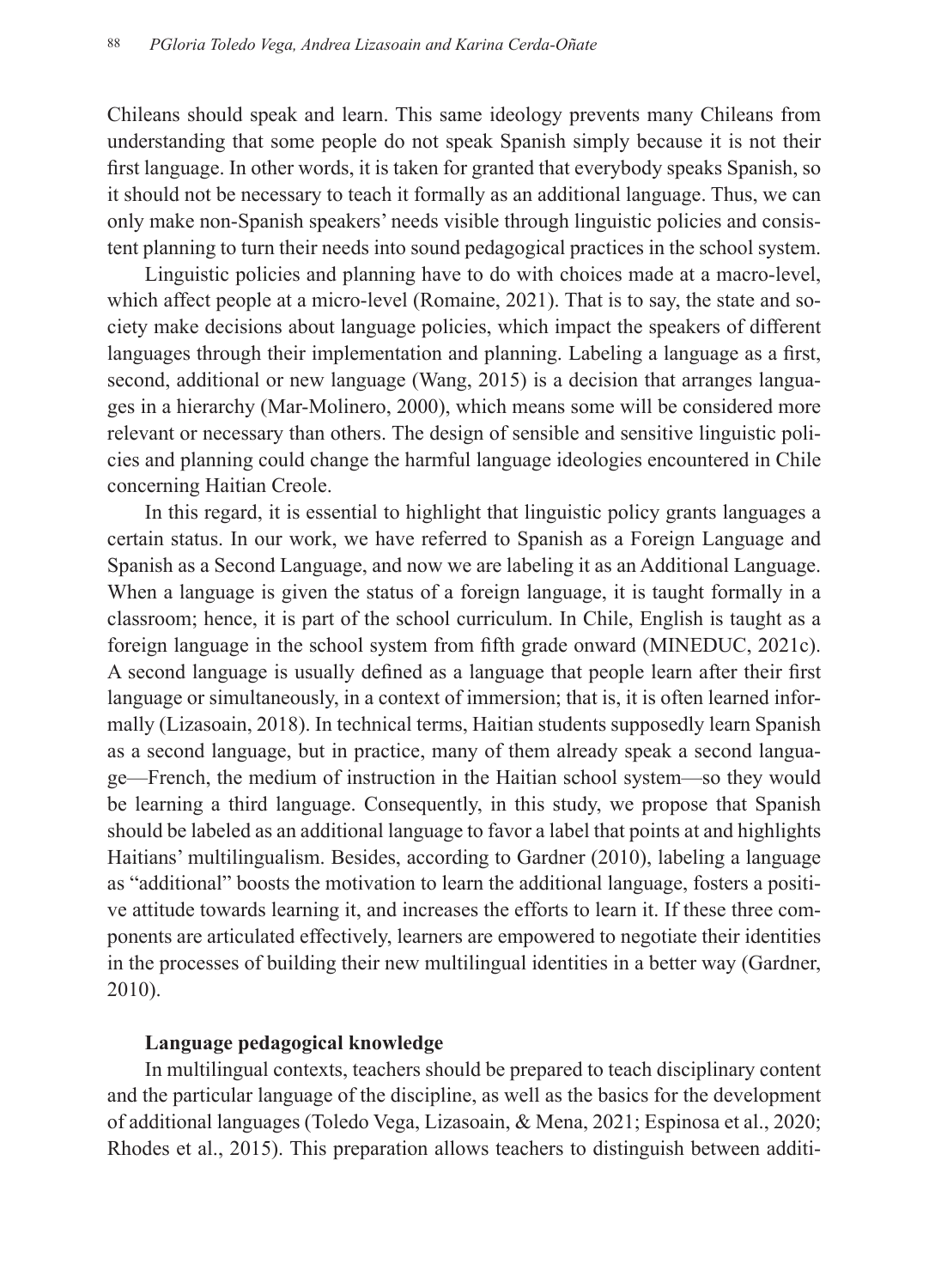Chileans should speak and learn. This same ideology prevents many Chileans from understanding that some people do not speak Spanish simply because it is not their first language. In other words, it is taken for granted that everybody speaks Spanish, so it should not be necessary to teach it formally as an additional language. Thus, we can only make non-Spanish speakers' needs visible through linguistic policies and consistent planning to turn their needs into sound pedagogical practices in the school system.

Linguistic policies and planning have to do with choices made at a macro-level, which affect people at a micro-level (Romaine, 2021). That is to say, the state and society make decisions about language policies, which impact the speakers of different languages through their implementation and planning. Labeling a language as a first, second, additional or new language (Wang, 2015) is a decision that arranges languages in a hierarchy (Mar-Molinero, 2000), which means some will be considered more relevant or necessary than others. The design of sensible and sensitive linguistic policies and planning could change the harmful language ideologies encountered in Chile concerning Haitian Creole.

In this regard, it is essential to highlight that linguistic policy grants languages a certain status. In our work, we have referred to Spanish as a Foreign Language and Spanish as a Second Language, and now we are labeling it as an Additional Language. When a language is given the status of a foreign language, it is taught formally in a classroom; hence, it is part of the school curriculum. In Chile, English is taught as a foreign language in the school system from fifth grade onward (MINEDUC, 2021c). A second language is usually defined as a language that people learn after their first language or simultaneously, in a context of immersion; that is, it is often learned informally (Lizasoain, 2018). In technical terms, Haitian students supposedly learn Spanish as a second language, but in practice, many of them already speak a second language—French, the medium of instruction in the Haitian school system—so they would be learning a third language. Consequently, in this study, we propose that Spanish should be labeled as an additional language to favor a label that points at and highlights Haitians' multilingualism. Besides, according to Gardner (2010), labeling a language as "additional" boosts the motivation to learn the additional language, fosters a positive attitude towards learning it, and increases the efforts to learn it. If these three components are articulated effectively, learners are empowered to negotiate their identities in the processes of building their new multilingual identities in a better way (Gardner, 2010).

### Language pedagogical knowledge

In multilingual contexts, teachers should be prepared to teach disciplinary content and the particular language of the discipline, as well as the basics for the development of additional languages (Toledo Vega, Lizasoain, & Mena, 2021; Espinosa et al., 2020; Rhodes et al., 2015). This preparation allows teachers to distinguish between additi-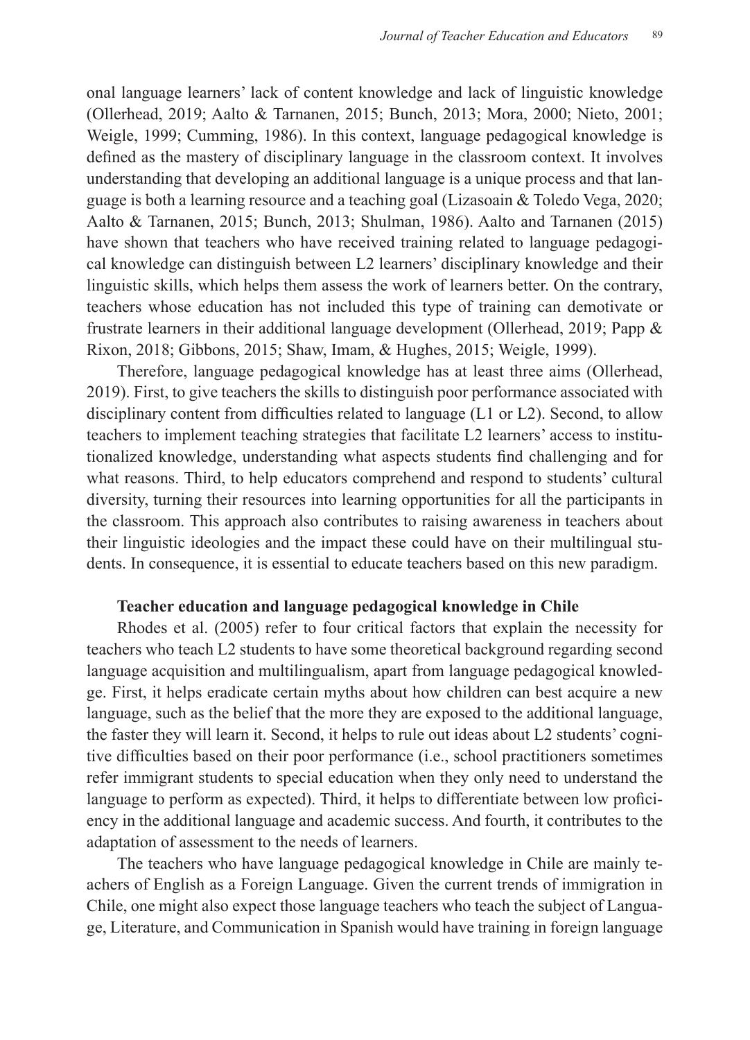onal language learners' lack of content knowledge and lack of linguistic knowledge (Ollerhead, 2019; Aalto & Tarnanen, 2015; Bunch, 2013; Mora, 2000; Nieto, 2001; Weigle, 1999; Cumming, 1986). In this context, language pedagogical knowledge is defined as the mastery of disciplinary language in the classroom context. It involves understanding that developing an additional language is a unique process and that language is both a learning resource and a teaching goal (Lizasoain & Toledo Vega, 2020; Aalto & Tarnanen, 2015; Bunch, 2013; Shulman, 1986). Aalto and Tarnanen (2015) have shown that teachers who have received training related to language pedagogical knowledge can distinguish between L2 learners' disciplinary knowledge and their linguistic skills, which helps them assess the work of learners better. On the contrary, teachers whose education has not included this type of training can demotivate or frustrate learners in their additional language development (Ollerhead, 2019; Papp & Rixon, 2018; Gibbons, 2015; Shaw, Imam, & Hughes, 2015; Weigle, 1999).

Therefore, language pedagogical knowledge has at least three aims (Ollerhead, 2019). First, to give teachers the skills to distinguish poor performance associated with disciplinary content from difficulties related to language (L1 or L2). Second, to allow teachers to implement teaching strategies that facilitate L2 learners' access to institutionalized knowledge, understanding what aspects students find challenging and for what reasons. Third, to help educators comprehend and respond to students' cultural diversity, turning their resources into learning opportunities for all the participants in the classroom. This approach also contributes to raising awareness in teachers about their linguistic ideologies and the impact these could have on their multilingual students. In consequence, it is essential to educate teachers based on this new paradigm.

### Teacher education and language pedagogical knowledge in Chile

Rhodes et al. (2005) refer to four critical factors that explain the necessity for teachers who teach L2 students to have some theoretical background regarding second language acquisition and multilingualism, apart from language pedagogical knowledge. First, it helps eradicate certain myths about how children can best acquire a new language, such as the belief that the more they are exposed to the additional language, the faster they will learn it. Second, it helps to rule out ideas about L2 students' cognitive difficulties based on their poor performance (i.e., school practitioners sometimes refer immigrant students to special education when they only need to understand the language to perform as expected). Third, it helps to differentiate between low proficiency in the additional language and academic success. And fourth, it contributes to the adaptation of assessment to the needs of learners.

The teachers who have language pedagogical knowledge in Chile are mainly teachers of English as a Foreign Language. Given the current trends of immigration in Chile, one might also expect those language teachers who teach the subject of Language, Literature, and Communication in Spanish would have training in foreign language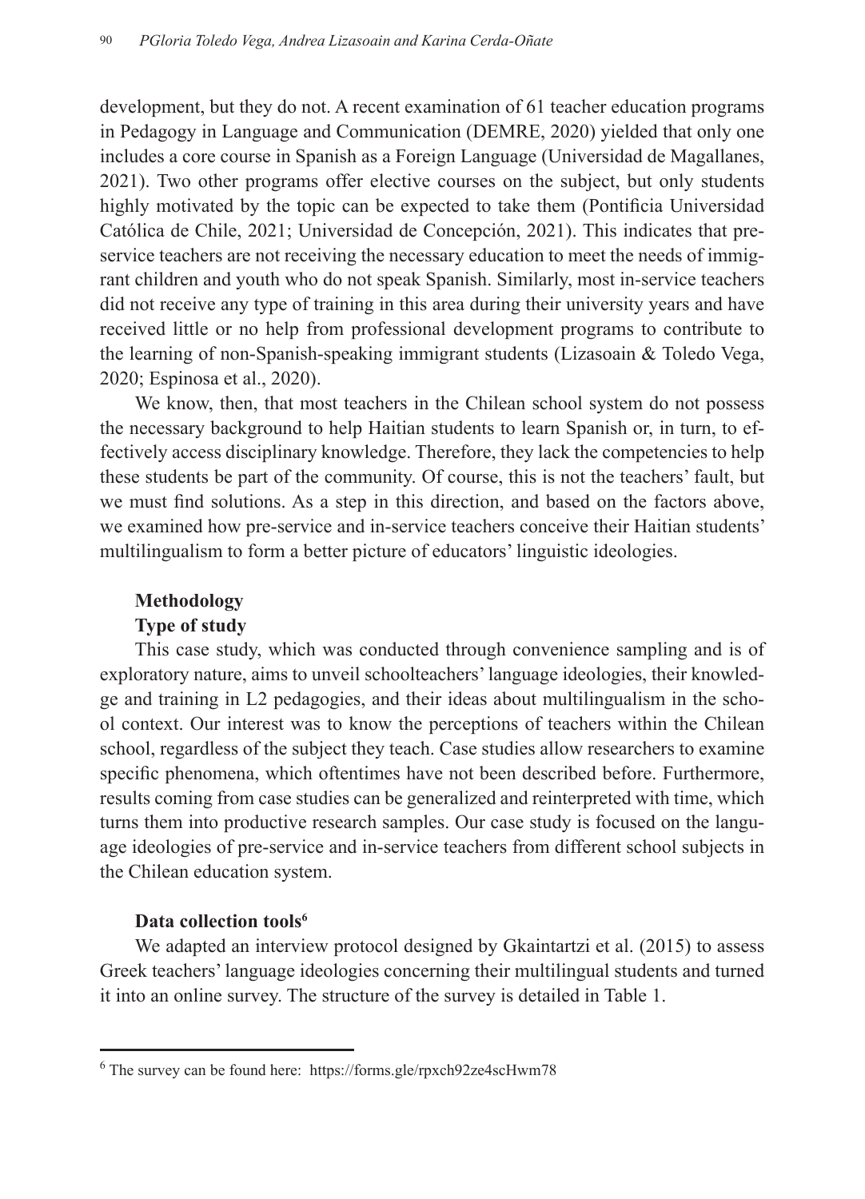development, but they do not. A recent examination of 61 teacher education programs in Pedagogy in Language and Communication (DEMRE, 2020) yielded that only one includes a core course in Spanish as a Foreign Language (Universidad de Magallanes, 2021). Two other programs offer elective courses on the subject, but only students highly motivated by the topic can be expected to take them (Pontificia Universidad Católica de Chile, 2021; Universidad de Concepción, 2021). This indicates that pre-service teachers are not receiving the necessary education to meet the needs of immigrant children and youth who do not speak Spanish. Similarly, most in-service teachers did not receive any type of training in this area during their university years and have received little or no help from professional development programs to contribute to the learning of non-Spanish-speaking immigrant students (Lizasoain & Toledo Vega, 2020; Espinosa et al., 2020).

We know, then, that most teachers in the Chilean school system do not possess the necessary background to help Haitian students to learn Spanish or, in turn, to effectively access disciplinary knowledge. Therefore, they lack the competencies to help these students be part of the community. Of course, this is not the teachers' fault, but we must find solutions. As a step in this direction, and based on the factors above, we examined how pre-service and in-service teachers conceive their Haitian students' multilingualism to form a better picture of educators' linguistic ideologies.

## Methodology

### Type of study

This case study, which was conducted through convenience sampling and is of exploratory nature, aims to unveil schoolteachers' language ideologies, their knowledge and training in L2 pedagogies, and their ideas about multilingualism in the school context. Our interest was to know the perceptions of teachers within the Chilean school, regardless of the subject they teach. Case studies allow researchers to examine specific phenomena, which oftentimes have not been described before. Furthermore, results coming from case studies can be generalized and reinterpreted with time, which turns them into productive research samples. Our case study is focused on the language ideologies of pre-service and in-service teachers from different school subjects in the Chilean education system.

### Data collection tools[6]

We adapted an interview protocol designed by Gkaintartzi et al. (2015) to assess Greek teachers' language ideologies concerning their multilingual students and turned it into an online survey. The structure of the survey is detailed in Table 1.

[6] The survey can be found here: https://forms.gle/rpxch92ze4scHwm78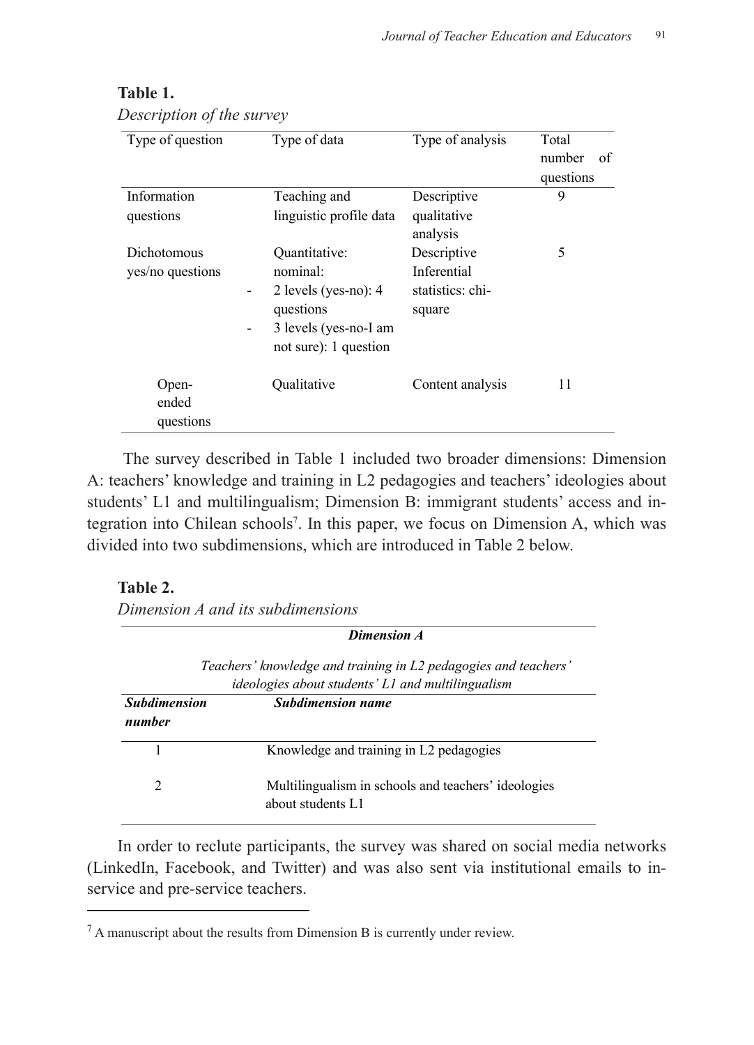**Table 1.**

*Description of the survey*

| Type of question | Type of data | Type of analysis | Total number of questions |
|---|---|---|---|
| Information questions | Teaching and linguistic profile data | Descriptive qualitative analysis | 9 |
| Dichotomous yes/no questions | Quantitative: nominal:<br>- 2 levels (yes-no): 4 questions<br>- 3 levels (yes-no-I am not sure): 1 question | Descriptive Inferential statistics: chi-square | 5 |
| Open-ended questions | Qualitative | Content analysis | 11 |

The survey described in Table 1 included two broader dimensions: Dimension A: teachers' knowledge and training in L2 pedagogies and teachers' ideologies about students' L1 and multilingualism; Dimension B: immigrant students' access and integration into Chilean schools[7]. In this paper, we focus on Dimension A, which was divided into two subdimensions, which are introduced in Table 2 below.

**Table 2.**

*Dimension A and its subdimensions*

| ***Dimension A*** | |
|---|---|
| *Teachers' knowledge and training in L2 pedagogies and teachers' ideologies about students' L1 and multilingualism* | |
| ***Subdimension number*** | ***Subdimension name*** |
| 1 | Knowledge and training in L2 pedagogies |
| 2 | Multilingualism in schools and teachers' ideologies about students L1 |

In order to reclute participants, the survey was shared on social media networks (LinkedIn, Facebook, and Twitter) and was also sent via institutional emails to in-service and pre-service teachers.

[7] A manuscript about the results from Dimension B is currently under review.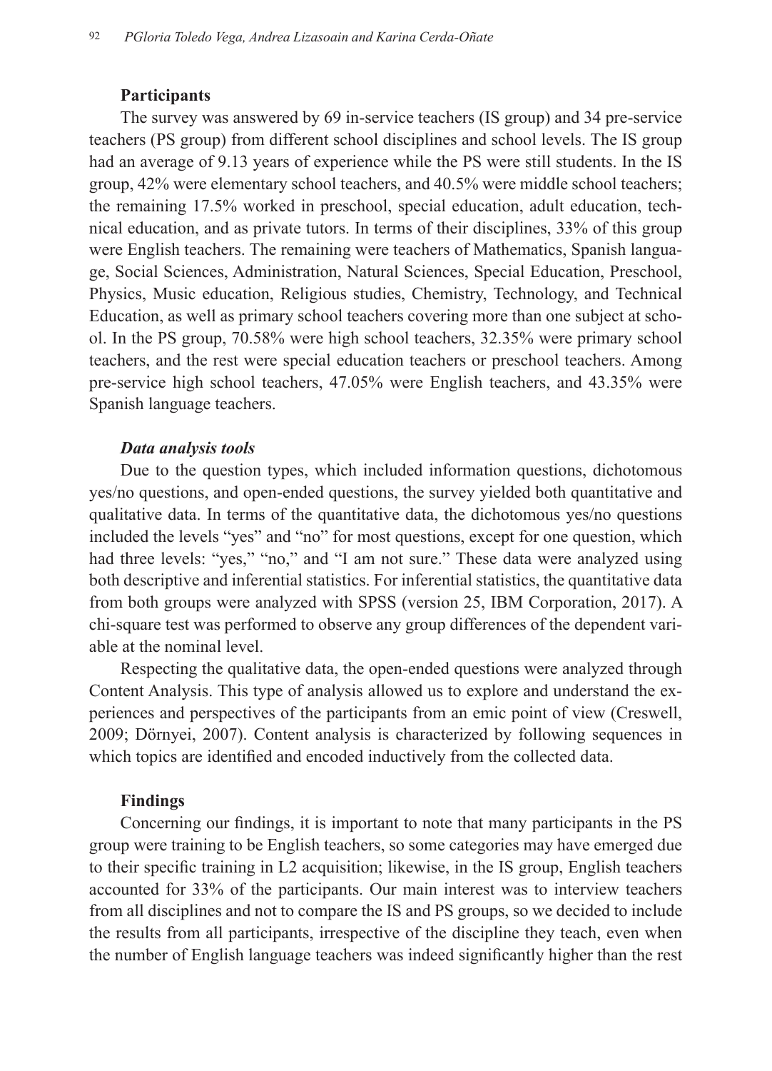### Participants

The survey was answered by 69 in-service teachers (IS group) and 34 pre-service teachers (PS group) from different school disciplines and school levels. The IS group had an average of 9.13 years of experience while the PS were still students. In the IS group, 42% were elementary school teachers, and 40.5% were middle school teachers; the remaining 17.5% worked in preschool, special education, adult education, technical education, and as private tutors. In terms of their disciplines, 33% of this group were English teachers. The remaining were teachers of Mathematics, Spanish language, Social Sciences, Administration, Natural Sciences, Special Education, Preschool, Physics, Music education, Religious studies, Chemistry, Technology, and Technical Education, as well as primary school teachers covering more than one subject at school. In the PS group, 70.58% were high school teachers, 32.35% were primary school teachers, and the rest were special education teachers or preschool teachers. Among pre-service high school teachers, 47.05% were English teachers, and 43.35% were Spanish language teachers.

#### *Data analysis tools*

Due to the question types, which included information questions, dichotomous yes/no questions, and open-ended questions, the survey yielded both quantitative and qualitative data. In terms of the quantitative data, the dichotomous yes/no questions included the levels "yes" and "no" for most questions, except for one question, which had three levels: "yes," "no," and "I am not sure." These data were analyzed using both descriptive and inferential statistics. For inferential statistics, the quantitative data from both groups were analyzed with SPSS (version 25, IBM Corporation, 2017). A chi-square test was performed to observe any group differences of the dependent variable at the nominal level.

Respecting the qualitative data, the open-ended questions were analyzed through Content Analysis. This type of analysis allowed us to explore and understand the experiences and perspectives of the participants from an emic point of view (Creswell, 2009; Dörnyei, 2007). Content analysis is characterized by following sequences in which topics are identified and encoded inductively from the collected data.

### Findings

Concerning our findings, it is important to note that many participants in the PS group were training to be English teachers, so some categories may have emerged due to their specific training in L2 acquisition; likewise, in the IS group, English teachers accounted for 33% of the participants. Our main interest was to interview teachers from all disciplines and not to compare the IS and PS groups, so we decided to include the results from all participants, irrespective of the discipline they teach, even when the number of English language teachers was indeed significantly higher than the rest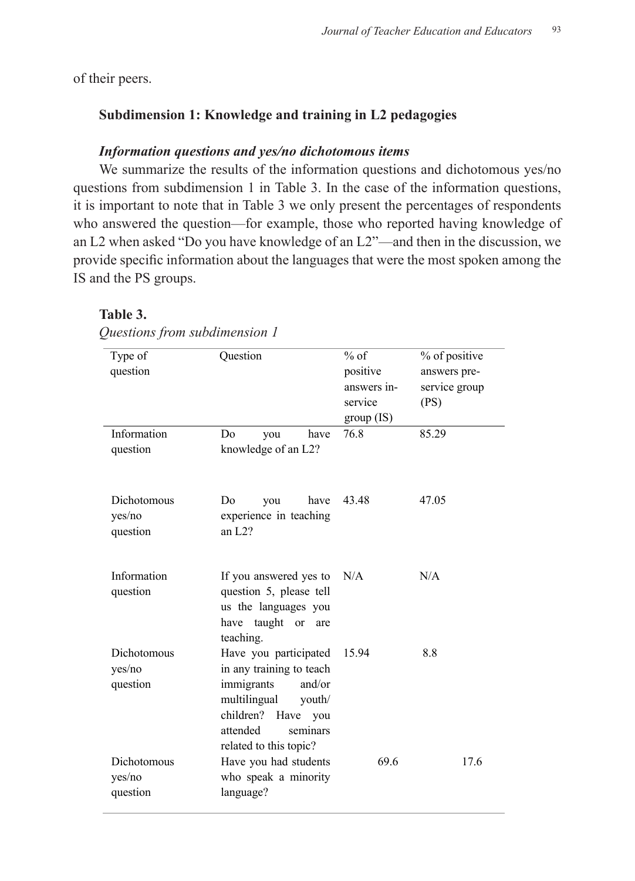of their peers.

### Subdimension 1: Knowledge and training in L2 pedagogies

#### *Information questions and yes/no dichotomous items*

We summarize the results of the information questions and dichotomous yes/no questions from subdimension 1 in Table 3. In the case of the information questions, it is important to note that in Table 3 we only present the percentages of respondents who answered the question—for example, those who reported having knowledge of an L2 when asked "Do you have knowledge of an L2"—and then in the discussion, we provide specific information about the languages that were the most spoken among the IS and the PS groups.

**Table 3.**

*Questions from subdimension 1*

| Type of question | Question | % of positive answers in-service group (IS) | % of positive answers pre-service group (PS) |
|---|---|---|---|
| Information question | Do you have knowledge of an L2? | 76.8 | 85.29 |
| Dichotomous yes/no question | Do you have experience in teaching an L2? | 43.48 | 47.05 |
| Information question | If you answered yes to question 5, please tell us the languages you have taught or are teaching. | N/A | N/A |
| Dichotomous yes/no question | Have you participated in any training to teach immigrants and/or multilingual youth/children? Have you attended seminars related to this topic? | 15.94 | 8.8 |
| Dichotomous yes/no question | Have you had students who speak a minority language? | 69.6 | 17.6 |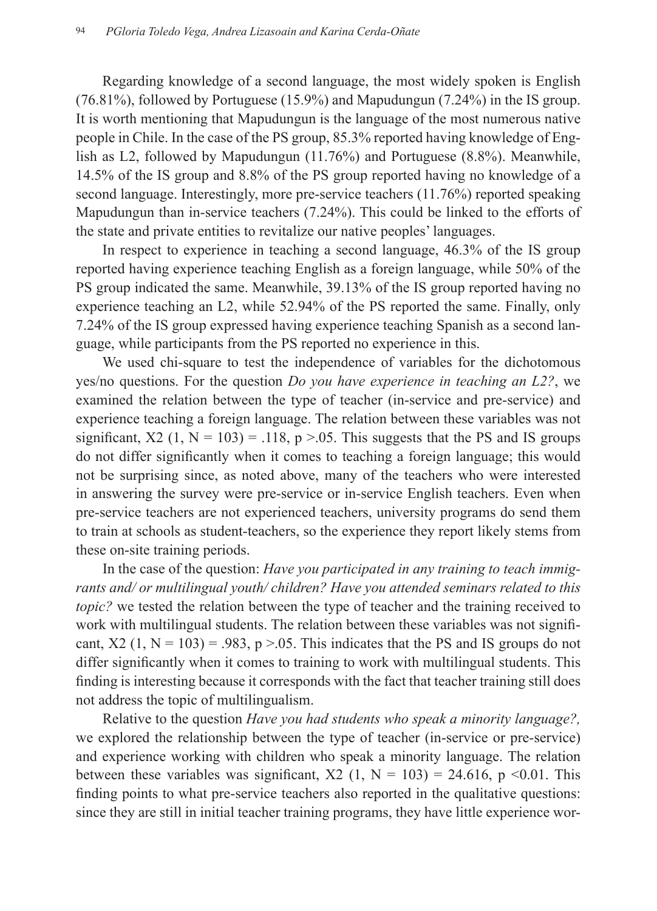Regarding knowledge of a second language, the most widely spoken is English (76.81%), followed by Portuguese (15.9%) and Mapudungun (7.24%) in the IS group. It is worth mentioning that Mapudungun is the language of the most numerous native people in Chile. In the case of the PS group, 85.3% reported having knowledge of English as L2, followed by Mapudungun (11.76%) and Portuguese (8.8%). Meanwhile, 14.5% of the IS group and 8.8% of the PS group reported having no knowledge of a second language. Interestingly, more pre-service teachers (11.76%) reported speaking Mapudungun than in-service teachers (7.24%). This could be linked to the efforts of the state and private entities to revitalize our native peoples' languages.

In respect to experience in teaching a second language, 46.3% of the IS group reported having experience teaching English as a foreign language, while 50% of the PS group indicated the same. Meanwhile, 39.13% of the IS group reported having no experience teaching an L2, while 52.94% of the PS reported the same. Finally, only 7.24% of the IS group expressed having experience teaching Spanish as a second language, while participants from the PS reported no experience in this.

We used chi-square to test the independence of variables for the dichotomous yes/no questions. For the question *Do you have experience in teaching an L2?*, we examined the relation between the type of teacher (in-service and pre-service) and experience teaching a foreign language. The relation between these variables was not significant, $X2$ $(1, N = 103) = .118$, $p > .05$. This suggests that the PS and IS groups do not differ significantly when it comes to teaching a foreign language; this would not be surprising since, as noted above, many of the teachers who were interested in answering the survey were pre-service or in-service English teachers. Even when pre-service teachers are not experienced teachers, university programs do send them to train at schools as student-teachers, so the experience they report likely stems from these on-site training periods.

In the case of the question: *Have you participated in any training to teach immigrants and/ or multilingual youth/ children? Have you attended seminars related to this topic?* we tested the relation between the type of teacher and the training received to work with multilingual students. The relation between these variables was not significant, $X2$ $(1, N = 103) = .983$, $p > .05$. This indicates that the PS and IS groups do not differ significantly when it comes to training to work with multilingual students. This finding is interesting because it corresponds with the fact that teacher training still does not address the topic of multilingualism.

Relative to the question *Have you had students who speak a minority language?,* we explored the relationship between the type of teacher (in-service or pre-service) and experience working with children who speak a minority language. The relation between these variables was significant, $X2$ $(1, N = 103) = 24.616$, $p < 0.01$. This finding points to what pre-service teachers also reported in the qualitative questions: since they are still in initial teacher training programs, they have little experience wor-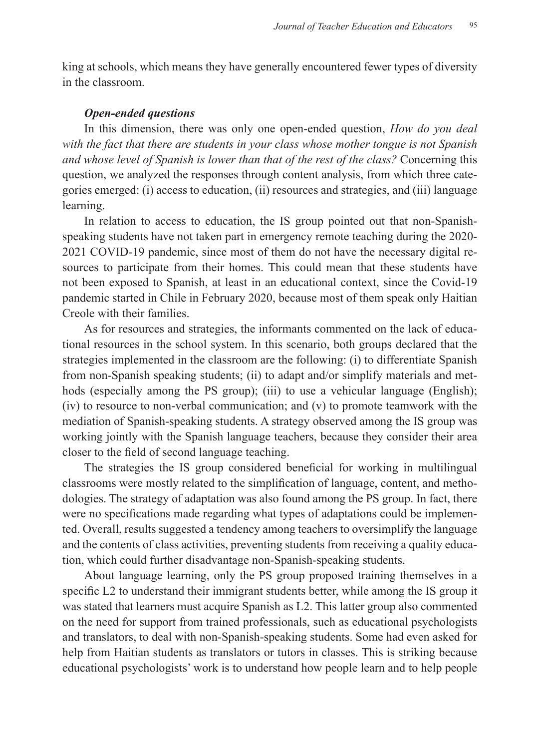king at schools, which means they have generally encountered fewer types of diversity in the classroom.

### *Open-ended questions*

In this dimension, there was only one open-ended question, *How do you deal with the fact that there are students in your class whose mother tongue is not Spanish and whose level of Spanish is lower than that of the rest of the class?* Concerning this question, we analyzed the responses through content analysis, from which three categories emerged: (i) access to education, (ii) resources and strategies, and (iii) language learning.

In relation to access to education, the IS group pointed out that non-Spanish-speaking students have not taken part in emergency remote teaching during the 2020-2021 COVID-19 pandemic, since most of them do not have the necessary digital resources to participate from their homes. This could mean that these students have not been exposed to Spanish, at least in an educational context, since the Covid-19 pandemic started in Chile in February 2020, because most of them speak only Haitian Creole with their families.

As for resources and strategies, the informants commented on the lack of educational resources in the school system. In this scenario, both groups declared that the strategies implemented in the classroom are the following: (i) to differentiate Spanish from non-Spanish speaking students; (ii) to adapt and/or simplify materials and methods (especially among the PS group); (iii) to use a vehicular language (English); (iv) to resource to non-verbal communication; and (v) to promote teamwork with the mediation of Spanish-speaking students. A strategy observed among the IS group was working jointly with the Spanish language teachers, because they consider their area closer to the field of second language teaching.

The strategies the IS group considered beneficial for working in multilingual classrooms were mostly related to the simplification of language, content, and methodologies. The strategy of adaptation was also found among the PS group. In fact, there were no specifications made regarding what types of adaptations could be implemented. Overall, results suggested a tendency among teachers to oversimplify the language and the contents of class activities, preventing students from receiving a quality education, which could further disadvantage non-Spanish-speaking students.

About language learning, only the PS group proposed training themselves in a specific L2 to understand their immigrant students better, while among the IS group it was stated that learners must acquire Spanish as L2. This latter group also commented on the need for support from trained professionals, such as educational psychologists and translators, to deal with non-Spanish-speaking students. Some had even asked for help from Haitian students as translators or tutors in classes. This is striking because educational psychologists' work is to understand how people learn and to help people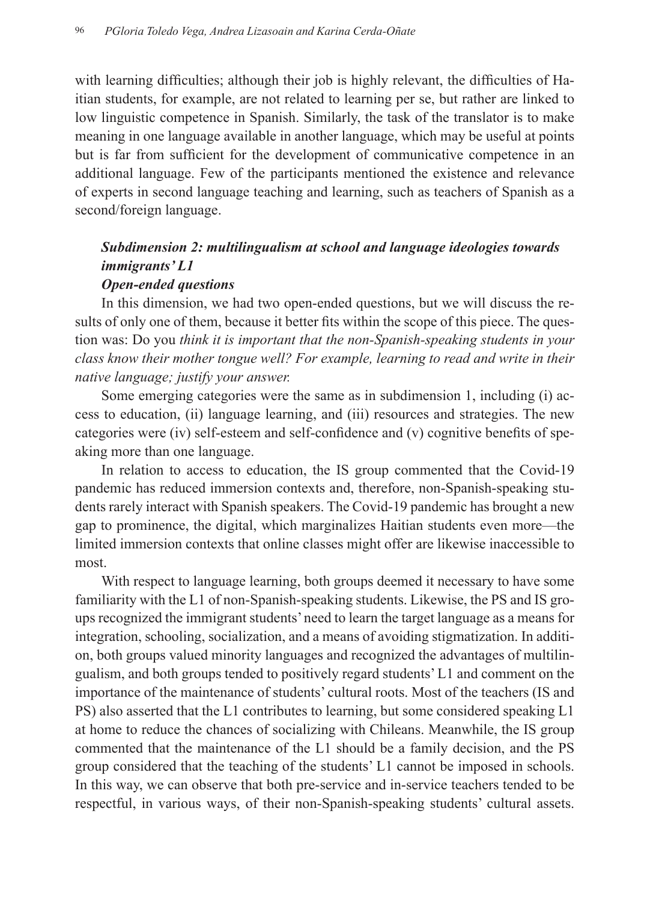with learning difficulties; although their job is highly relevant, the difficulties of Haitian students, for example, are not related to learning per se, but rather are linked to low linguistic competence in Spanish. Similarly, the task of the translator is to make meaning in one language available in another language, which may be useful at points but is far from sufficient for the development of communicative competence in an additional language. Few of the participants mentioned the existence and relevance of experts in second language teaching and learning, such as teachers of Spanish as a second/foreign language.

### *Subdimension 2: multilingualism at school and language ideologies towards immigrants' L1*

#### *Open-ended questions*

In this dimension, we had two open-ended questions, but we will discuss the results of only one of them, because it better fits within the scope of this piece. The question was: Do you *think it is important that the non-Spanish-speaking students in your class know their mother tongue well? For example, learning to read and write in their native language; justify your answer.*

Some emerging categories were the same as in subdimension 1, including (i) access to education, (ii) language learning, and (iii) resources and strategies. The new categories were (iv) self-esteem and self-confidence and (v) cognitive benefits of speaking more than one language.

In relation to access to education, the IS group commented that the Covid-19 pandemic has reduced immersion contexts and, therefore, non-Spanish-speaking students rarely interact with Spanish speakers. The Covid-19 pandemic has brought a new gap to prominence, the digital, which marginalizes Haitian students even more—the limited immersion contexts that online classes might offer are likewise inaccessible to most.

With respect to language learning, both groups deemed it necessary to have some familiarity with the L1 of non-Spanish-speaking students. Likewise, the PS and IS groups recognized the immigrant students' need to learn the target language as a means for integration, schooling, socialization, and a means of avoiding stigmatization. In addition, both groups valued minority languages and recognized the advantages of multilingualism, and both groups tended to positively regard students' L1 and comment on the importance of the maintenance of students' cultural roots. Most of the teachers (IS and PS) also asserted that the L1 contributes to learning, but some considered speaking L1 at home to reduce the chances of socializing with Chileans. Meanwhile, the IS group commented that the maintenance of the L1 should be a family decision, and the PS group considered that the teaching of the students' L1 cannot be imposed in schools. In this way, we can observe that both pre-service and in-service teachers tended to be respectful, in various ways, of their non-Spanish-speaking students' cultural assets.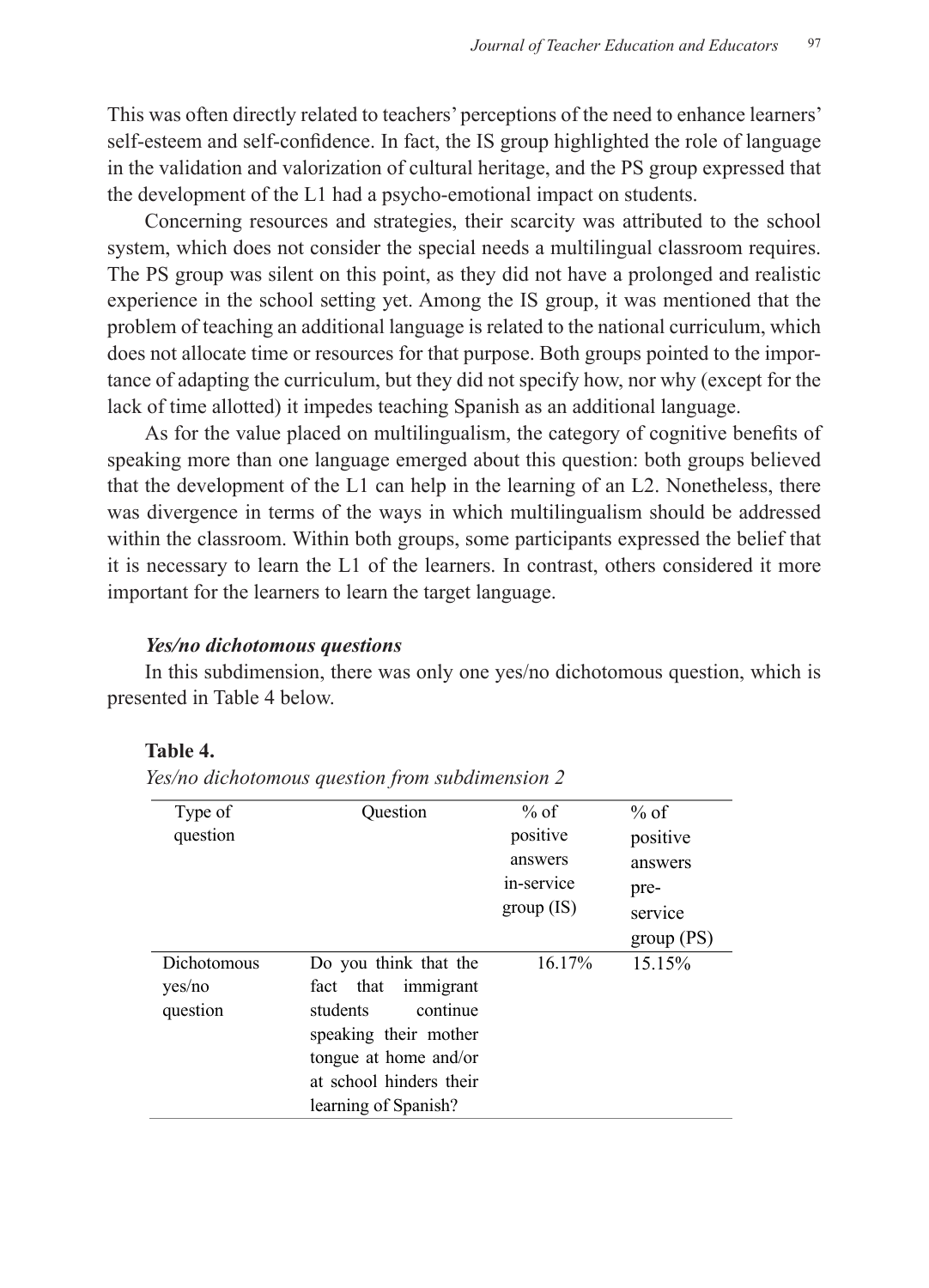This was often directly related to teachers' perceptions of the need to enhance learners' self-esteem and self-confidence. In fact, the IS group highlighted the role of language in the validation and valorization of cultural heritage, and the PS group expressed that the development of the L1 had a psycho-emotional impact on students.

Concerning resources and strategies, their scarcity was attributed to the school system, which does not consider the special needs a multilingual classroom requires. The PS group was silent on this point, as they did not have a prolonged and realistic experience in the school setting yet. Among the IS group, it was mentioned that the problem of teaching an additional language is related to the national curriculum, which does not allocate time or resources for that purpose. Both groups pointed to the importance of adapting the curriculum, but they did not specify how, nor why (except for the lack of time allotted) it impedes teaching Spanish as an additional language.

As for the value placed on multilingualism, the category of cognitive benefits of speaking more than one language emerged about this question: both groups believed that the development of the L1 can help in the learning of an L2. Nonetheless, there was divergence in terms of the ways in which multilingualism should be addressed within the classroom. Within both groups, some participants expressed the belief that it is necessary to learn the L1 of the learners. In contrast, others considered it more important for the learners to learn the target language.

### *Yes/no dichotomous questions*

In this subdimension, there was only one yes/no dichotomous question, which is presented in Table 4 below.

**Table 4.**

*Yes/no dichotomous question from subdimension 2*

| Type of question | Question | % of positive answers in-service group (IS) | % of positive answers pre-service group (PS) |
|---|---|---|---|
| Dichotomous yes/no question | Do you think that the fact that immigrant students continue speaking their mother tongue at home and/or at school hinders their learning of Spanish? | 16.17% | 15.15% |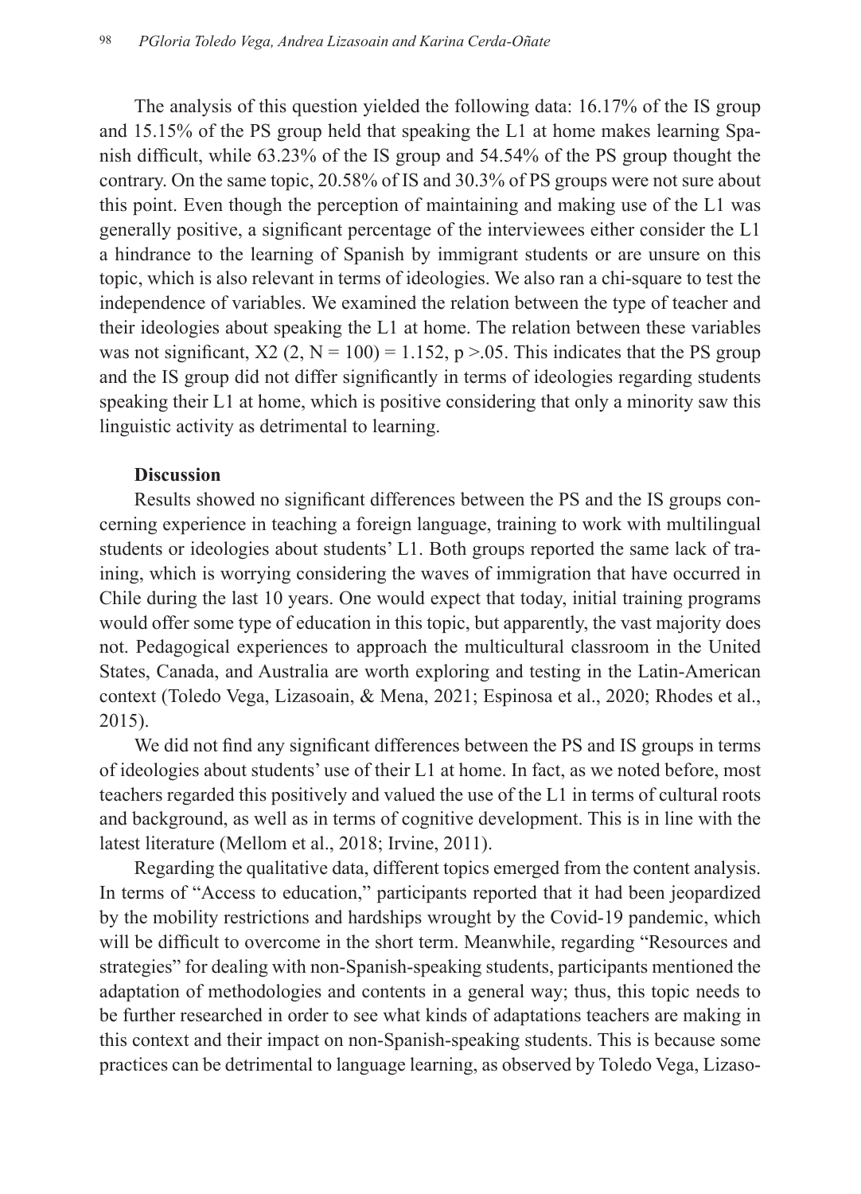The analysis of this question yielded the following data: 16.17% of the IS group and 15.15% of the PS group held that speaking the L1 at home makes learning Spanish difficult, while 63.23% of the IS group and 54.54% of the PS group thought the contrary. On the same topic, 20.58% of IS and 30.3% of PS groups were not sure about this point. Even though the perception of maintaining and making use of the L1 was generally positive, a significant percentage of the interviewees either consider the L1 a hindrance to the learning of Spanish by immigrant students or are unsure on this topic, which is also relevant in terms of ideologies. We also ran a chi-square to test the independence of variables. We examined the relation between the type of teacher and their ideologies about speaking the L1 at home. The relation between these variables was not significant, $X2\ (2, N = 100) = 1.152, p > .05$. This indicates that the PS group and the IS group did not differ significantly in terms of ideologies regarding students speaking their L1 at home, which is positive considering that only a minority saw this linguistic activity as detrimental to learning.

### Discussion

Results showed no significant differences between the PS and the IS groups concerning experience in teaching a foreign language, training to work with multilingual students or ideologies about students' L1. Both groups reported the same lack of training, which is worrying considering the waves of immigration that have occurred in Chile during the last 10 years. One would expect that today, initial training programs would offer some type of education in this topic, but apparently, the vast majority does not. Pedagogical experiences to approach the multicultural classroom in the United States, Canada, and Australia are worth exploring and testing in the Latin-American context (Toledo Vega, Lizasoain, & Mena, 2021; Espinosa et al., 2020; Rhodes et al., 2015).

We did not find any significant differences between the PS and IS groups in terms of ideologies about students' use of their L1 at home. In fact, as we noted before, most teachers regarded this positively and valued the use of the L1 in terms of cultural roots and background, as well as in terms of cognitive development. This is in line with the latest literature (Mellom et al., 2018; Irvine, 2011).

Regarding the qualitative data, different topics emerged from the content analysis. In terms of "Access to education," participants reported that it had been jeopardized by the mobility restrictions and hardships wrought by the Covid-19 pandemic, which will be difficult to overcome in the short term. Meanwhile, regarding "Resources and strategies" for dealing with non-Spanish-speaking students, participants mentioned the adaptation of methodologies and contents in a general way; thus, this topic needs to be further researched in order to see what kinds of adaptations teachers are making in this context and their impact on non-Spanish-speaking students. This is because some practices can be detrimental to language learning, as observed by Toledo Vega, Lizaso-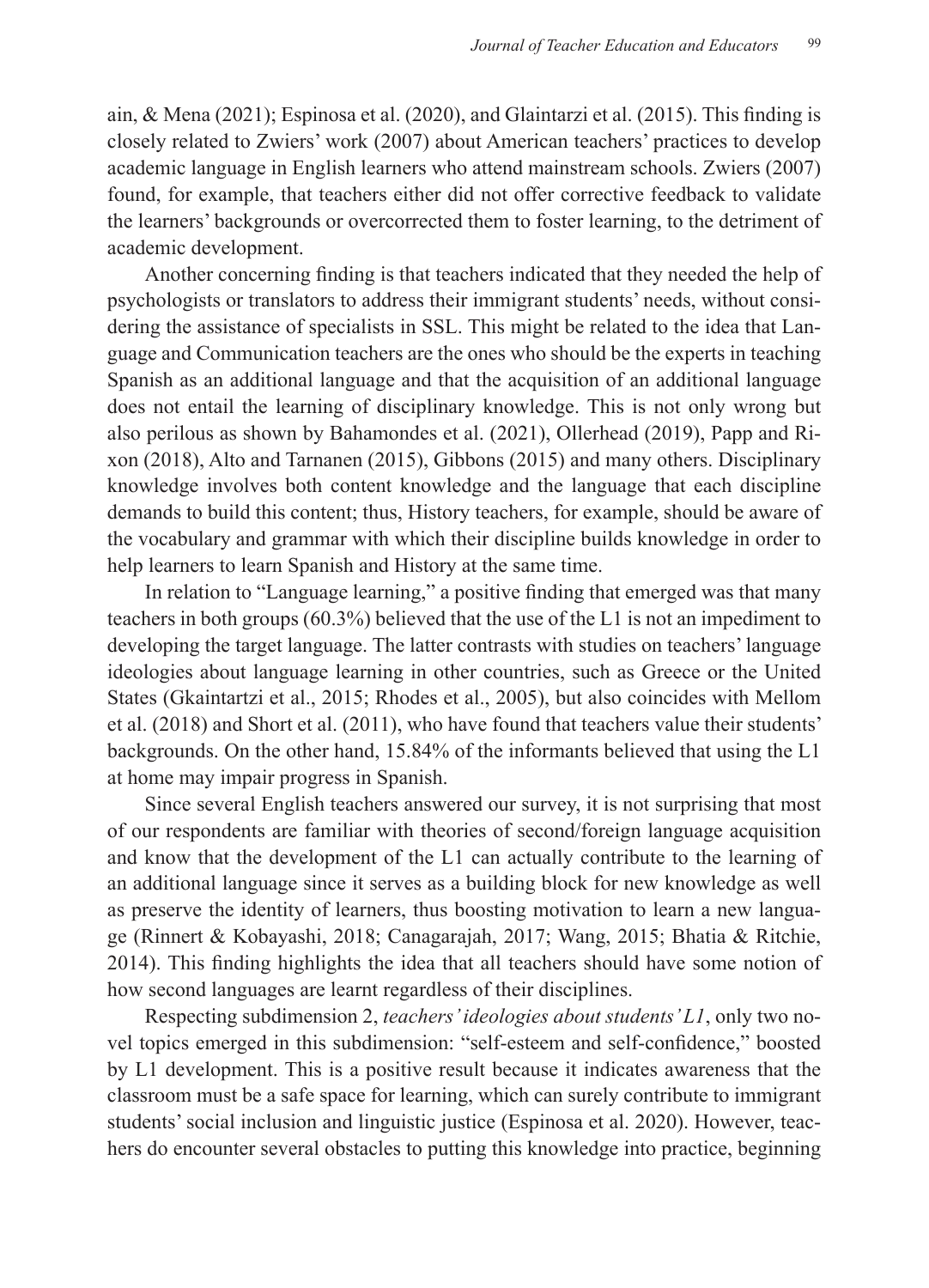ain, & Mena (2021); Espinosa et al. (2020), and Glaintarzi et al. (2015). This finding is closely related to Zwiers' work (2007) about American teachers' practices to develop academic language in English learners who attend mainstream schools. Zwiers (2007) found, for example, that teachers either did not offer corrective feedback to validate the learners' backgrounds or overcorrected them to foster learning, to the detriment of academic development.

Another concerning finding is that teachers indicated that they needed the help of psychologists or translators to address their immigrant students' needs, without considering the assistance of specialists in SSL. This might be related to the idea that Language and Communication teachers are the ones who should be the experts in teaching Spanish as an additional language and that the acquisition of an additional language does not entail the learning of disciplinary knowledge. This is not only wrong but also perilous as shown by Bahamondes et al. (2021), Ollerhead (2019), Papp and Rixon (2018), Alto and Tarnanen (2015), Gibbons (2015) and many others. Disciplinary knowledge involves both content knowledge and the language that each discipline demands to build this content; thus, History teachers, for example, should be aware of the vocabulary and grammar with which their discipline builds knowledge in order to help learners to learn Spanish and History at the same time.

In relation to "Language learning," a positive finding that emerged was that many teachers in both groups (60.3%) believed that the use of the L1 is not an impediment to developing the target language. The latter contrasts with studies on teachers' language ideologies about language learning in other countries, such as Greece or the United States (Gkaintartzi et al., 2015; Rhodes et al., 2005), but also coincides with Mellom et al. (2018) and Short et al. (2011), who have found that teachers value their students' backgrounds. On the other hand, 15.84% of the informants believed that using the L1 at home may impair progress in Spanish.

Since several English teachers answered our survey, it is not surprising that most of our respondents are familiar with theories of second/foreign language acquisition and know that the development of the L1 can actually contribute to the learning of an additional language since it serves as a building block for new knowledge as well as preserve the identity of learners, thus boosting motivation to learn a new language (Rinnert & Kobayashi, 2018; Canagarajah, 2017; Wang, 2015; Bhatia & Ritchie, 2014). This finding highlights the idea that all teachers should have some notion of how second languages are learnt regardless of their disciplines.

Respecting subdimension 2, *teachers' ideologies about students' L1*, only two novel topics emerged in this subdimension: "self-esteem and self-confidence," boosted by L1 development. This is a positive result because it indicates awareness that the classroom must be a safe space for learning, which can surely contribute to immigrant students' social inclusion and linguistic justice (Espinosa et al. 2020). However, teachers do encounter several obstacles to putting this knowledge into practice, beginning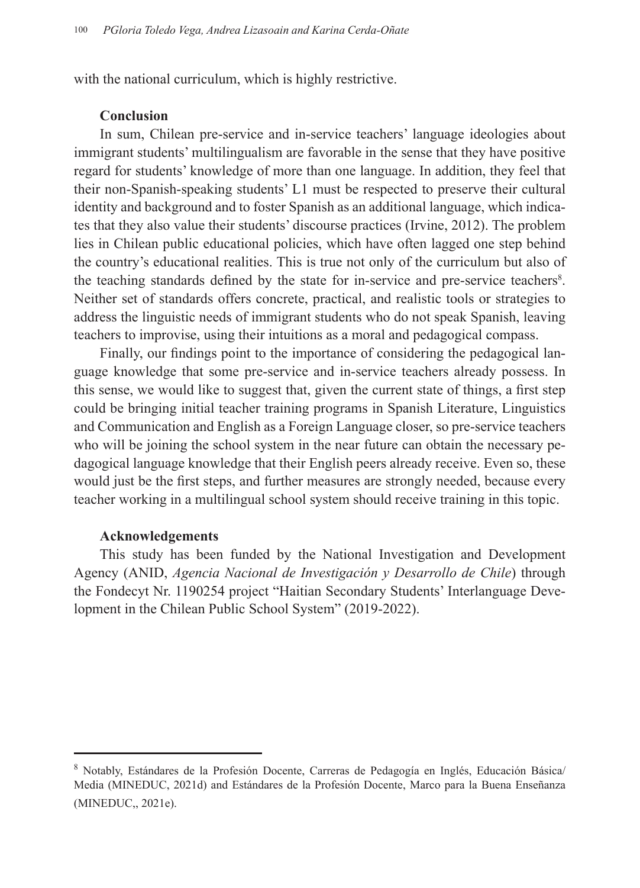with the national curriculum, which is highly restrictive.

## Conclusion

In sum, Chilean pre-service and in-service teachers' language ideologies about immigrant students' multilingualism are favorable in the sense that they have positive regard for students' knowledge of more than one language. In addition, they feel that their non-Spanish-speaking students' L1 must be respected to preserve their cultural identity and background and to foster Spanish as an additional language, which indicates that they also value their students' discourse practices (Irvine, 2012). The problem lies in Chilean public educational policies, which have often lagged one step behind the country's educational realities. This is true not only of the curriculum but also of the teaching standards defined by the state for in-service and pre-service teachers[8]. Neither set of standards offers concrete, practical, and realistic tools or strategies to address the linguistic needs of immigrant students who do not speak Spanish, leaving teachers to improvise, using their intuitions as a moral and pedagogical compass.

Finally, our findings point to the importance of considering the pedagogical language knowledge that some pre-service and in-service teachers already possess. In this sense, we would like to suggest that, given the current state of things, a first step could be bringing initial teacher training programs in Spanish Literature, Linguistics and Communication and English as a Foreign Language closer, so pre-service teachers who will be joining the school system in the near future can obtain the necessary pedagogical language knowledge that their English peers already receive. Even so, these would just be the first steps, and further measures are strongly needed, because every teacher working in a multilingual school system should receive training in this topic.

## Acknowledgements

This study has been funded by the National Investigation and Development Agency (ANID, *Agencia Nacional de Investigación y Desarrollo de Chile*) through the Fondecyt Nr. 1190254 project "Haitian Secondary Students' Interlanguage Development in the Chilean Public School System" (2019-2022).

---

[8] Notably, Estándares de la Profesión Docente, Carreras de Pedagogía en Inglés, Educación Básica/ Media (MINEDUC, 2021d) and Estándares de la Profesión Docente, Marco para la Buena Enseñanza (MINEDUC,, 2021e).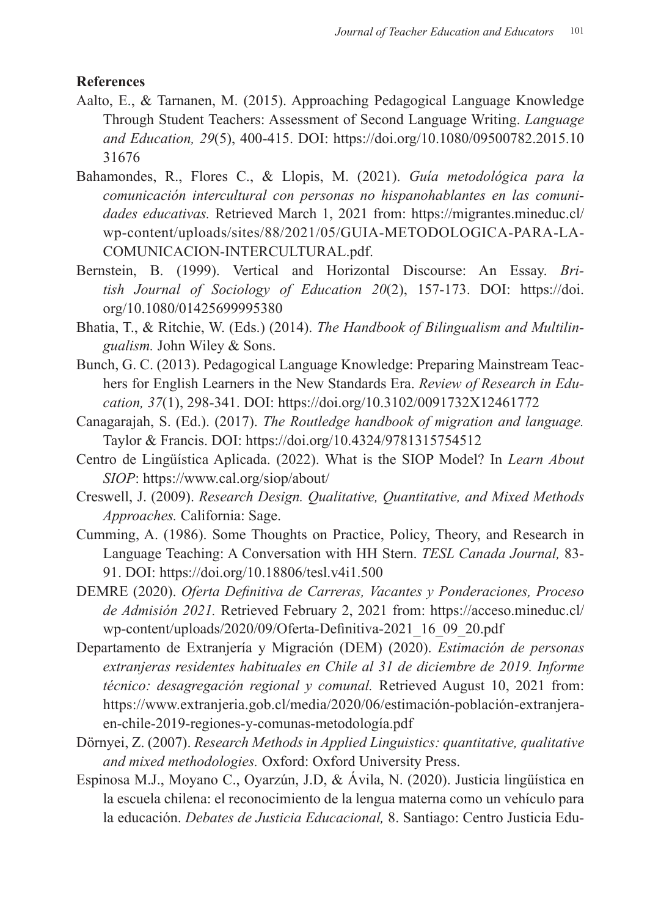**References**

Aalto, E., & Tarnanen, M. (2015). Approaching Pedagogical Language Knowledge Through Student Teachers: Assessment of Second Language Writing. *Language and Education, 29*(5), 400-415. DOI: https://doi.org/10.1080/09500782.2015.1031676

Bahamondes, R., Flores C., & Llopis, M. (2021). *Guía metodológica para la comunicación intercultural con personas no hispanohablantes en las comunidades educativas.* Retrieved March 1, 2021 from: https://migrantes.mineduc.cl/wp-content/uploads/sites/88/2021/05/GUIA-METODOLOGICA-PARA-LA-COMUNICACION-INTERCULTURAL.pdf.

Bernstein, B. (1999). Vertical and Horizontal Discourse: An Essay. *British Journal of Sociology of Education 20*(2), 157-173. DOI: https://doi.org/10.1080/01425699995380

Bhatia, T., & Ritchie, W. (Eds.) (2014). *The Handbook of Bilingualism and Multilingualism.* John Wiley & Sons.

Bunch, G. C. (2013). Pedagogical Language Knowledge: Preparing Mainstream Teachers for English Learners in the New Standards Era. *Review of Research in Education, 37*(1), 298-341. DOI: https://doi.org/10.3102/0091732X12461772

Canagarajah, S. (Ed.). (2017). *The Routledge handbook of migration and language.* Taylor & Francis. DOI: https://doi.org/10.4324/9781315754512

Centro de Lingüística Aplicada. (2022). What is the SIOP Model? In *Learn About SIOP*: https://www.cal.org/siop/about/

Creswell, J. (2009). *Research Design. Qualitative, Quantitative, and Mixed Methods Approaches.* California: Sage.

Cumming, A. (1986). Some Thoughts on Practice, Policy, Theory, and Research in Language Teaching: A Conversation with HH Stern. *TESL Canada Journal,* 83-91. DOI: https://doi.org/10.18806/tesl.v4i1.500

DEMRE (2020). *Oferta Definitiva de Carreras, Vacantes y Ponderaciones, Proceso de Admisión 2021.* Retrieved February 2, 2021 from: https://acceso.mineduc.cl/wp-content/uploads/2020/09/Oferta-Definitiva-2021_16_09_20.pdf

Departamento de Extranjería y Migración (DEM) (2020). *Estimación de personas extranjeras residentes habituales en Chile al 31 de diciembre de 2019. Informe técnico: desagregación regional y comunal.* Retrieved August 10, 2021 from: https://www.extranjeria.gob.cl/media/2020/06/estimación-población-extranjera-en-chile-2019-regiones-y-comunas-metodología.pdf

Dörnyei, Z. (2007). *Research Methods in Applied Linguistics: quantitative, qualitative and mixed methodologies.* Oxford: Oxford University Press.

Espinosa M.J., Moyano C., Oyarzún, J.D, & Ávila, N. (2020). Justicia lingüística en la escuela chilena: el reconocimiento de la lengua materna como un vehículo para la educación. *Debates de Justicia Educacional,* 8. Santiago: Centro Justicia Edu-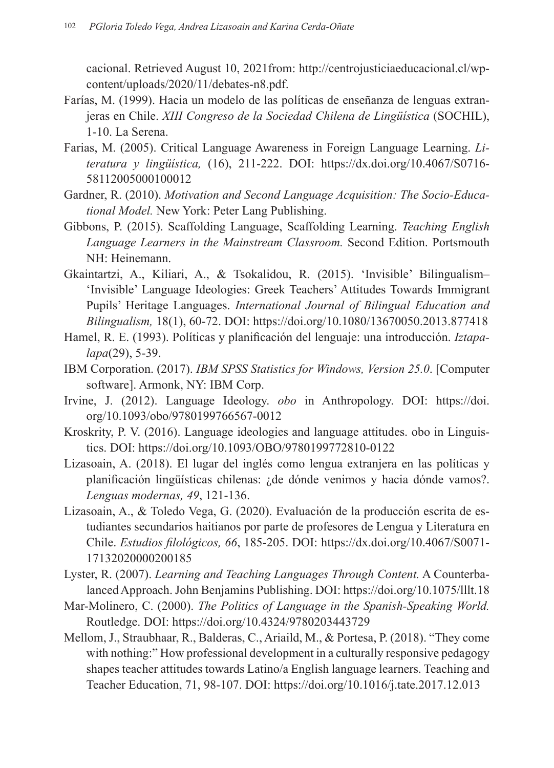cacional. Retrieved August 10, 2021from: http://centrojusticiaeducacional.cl/wp-content/uploads/2020/11/debates-n8.pdf.

Farías, M. (1999). Hacia un modelo de las políticas de enseñanza de lenguas extranjeras en Chile. *XIII Congreso de la Sociedad Chilena de Lingüística* (SOCHIL), 1-10. La Serena.

Farias, M. (2005). Critical Language Awareness in Foreign Language Learning. *Literatura y lingüística,* (16), 211-222. DOI: https://dx.doi.org/10.4067/S0716-58112005000100012

Gardner, R. (2010). *Motivation and Second Language Acquisition: The Socio-Educational Model.* New York: Peter Lang Publishing.

Gibbons, P. (2015). Scaffolding Language, Scaffolding Learning. *Teaching English Language Learners in the Mainstream Classroom.* Second Edition. Portsmouth NH: Heinemann.

Gkaintartzi, A., Kiliari, A., & Tsokalidou, R. (2015). 'Invisible' Bilingualism– 'Invisible' Language Ideologies: Greek Teachers' Attitudes Towards Immigrant Pupils' Heritage Languages. *International Journal of Bilingual Education and Bilingualism,* 18(1), 60-72. DOI: https://doi.org/10.1080/13670050.2013.877418

Hamel, R. E. (1993). Políticas y planificación del lenguaje: una introducción. *Iztapalapa*(29), 5-39.

IBM Corporation. (2017). *IBM SPSS Statistics for Windows, Version 25.0*. [Computer software]. Armonk, NY: IBM Corp.

Irvine, J. (2012). Language Ideology. *obo* in Anthropology. DOI: https://doi.org/10.1093/obo/9780199766567-0012

Kroskrity, P. V. (2016). Language ideologies and language attitudes. obo in Linguistics. DOI: https://doi.org/10.1093/OBO/9780199772810-0122

Lizasoain, A. (2018). El lugar del inglés como lengua extranjera en las políticas y planificación lingüísticas chilenas: ¿de dónde venimos y hacia dónde vamos?. *Lenguas modernas, 49*, 121-136.

Lizasoain, A., & Toledo Vega, G. (2020). Evaluación de la producción escrita de estudiantes secundarios haitianos por parte de profesores de Lengua y Literatura en Chile. *Estudios filológicos, 66*, 185-205. DOI: https://dx.doi.org/10.4067/S0071-17132020000200185

Lyster, R. (2007). *Learning and Teaching Languages Through Content.* A Counterbalanced Approach. John Benjamins Publishing. DOI: https://doi.org/10.1075/lllt.18

Mar-Molinero, C. (2000). *The Politics of Language in the Spanish-Speaking World.* Routledge. DOI: https://doi.org/10.4324/9780203443729

Mellom, J., Straubhaar, R., Balderas, C., Ariaild, M., & Portesa, P. (2018). "They come with nothing:" How professional development in a culturally responsive pedagogy shapes teacher attitudes towards Latino/a English language learners. Teaching and Teacher Education, 71, 98-107. DOI: https://doi.org/10.1016/j.tate.2017.12.013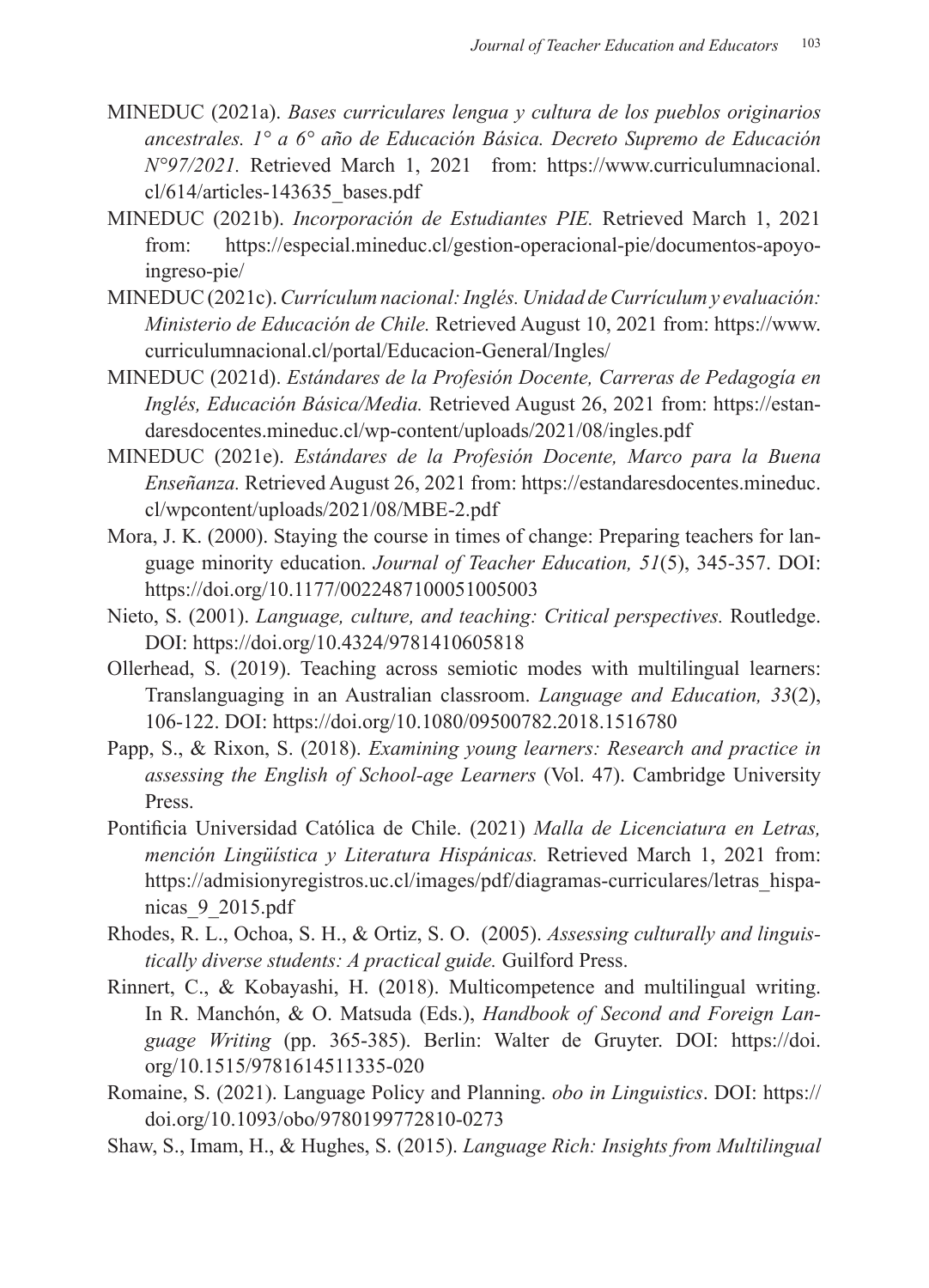MINEDUC (2021a). *Bases curriculares lengua y cultura de los pueblos originarios ancestrales. 1° a 6° año de Educación Básica. Decreto Supremo de Educación N°97/2021.* Retrieved March 1, 2021 from: https://www.curriculumnacional.cl/614/articles-143635_bases.pdf

MINEDUC (2021b). *Incorporación de Estudiantes PIE.* Retrieved March 1, 2021 from: https://especial.mineduc.cl/gestion-operacional-pie/documentos-apoyo-ingreso-pie/

MINEDUC (2021c). *Currículum nacional: Inglés. Unidad de Currículum y evaluación: Ministerio de Educación de Chile.* Retrieved August 10, 2021 from: https://www.curriculumnacional.cl/portal/Educacion-General/Ingles/

MINEDUC (2021d). *Estándares de la Profesión Docente, Carreras de Pedagogía en Inglés, Educación Básica/Media.* Retrieved August 26, 2021 from: https://estandaresdocentes.mineduc.cl/wp-content/uploads/2021/08/ingles.pdf

MINEDUC (2021e). *Estándares de la Profesión Docente, Marco para la Buena Enseñanza.* Retrieved August 26, 2021 from: https://estandaresdocentes.mineduc.cl/wpcontent/uploads/2021/08/MBE-2.pdf

Mora, J. K. (2000). Staying the course in times of change: Preparing teachers for language minority education. *Journal of Teacher Education, 51*(5), 345-357. DOI: https://doi.org/10.1177/0022487100051005003

Nieto, S. (2001). *Language, culture, and teaching: Critical perspectives.* Routledge. DOI: https://doi.org/10.4324/9781410605818

Ollerhead, S. (2019). Teaching across semiotic modes with multilingual learners: Translanguaging in an Australian classroom. *Language and Education, 33*(2), 106-122. DOI: https://doi.org/10.1080/09500782.2018.1516780

Papp, S., & Rixon, S. (2018). *Examining young learners: Research and practice in assessing the English of School-age Learners* (Vol. 47). Cambridge University Press.

Pontificia Universidad Católica de Chile. (2021) *Malla de Licenciatura en Letras, mención Lingüística y Literatura Hispánicas.* Retrieved March 1, 2021 from: https://admisionyregistros.uc.cl/images/pdf/diagramas-curriculares/letras_hispanicas_9_2015.pdf

Rhodes, R. L., Ochoa, S. H., & Ortiz, S. O. (2005). *Assessing culturally and linguistically diverse students: A practical guide.* Guilford Press.

Rinnert, C., & Kobayashi, H. (2018). Multicompetence and multilingual writing. In R. Manchón, & O. Matsuda (Eds.), *Handbook of Second and Foreign Language Writing* (pp. 365-385). Berlin: Walter de Gruyter. DOI: https://doi.org/10.1515/9781614511335-020

Romaine, S. (2021). Language Policy and Planning. *obo in Linguistics*. DOI: https://doi.org/10.1093/obo/9780199772810-0273

Shaw, S., Imam, H., & Hughes, S. (2015). *Language Rich: Insights from Multilingual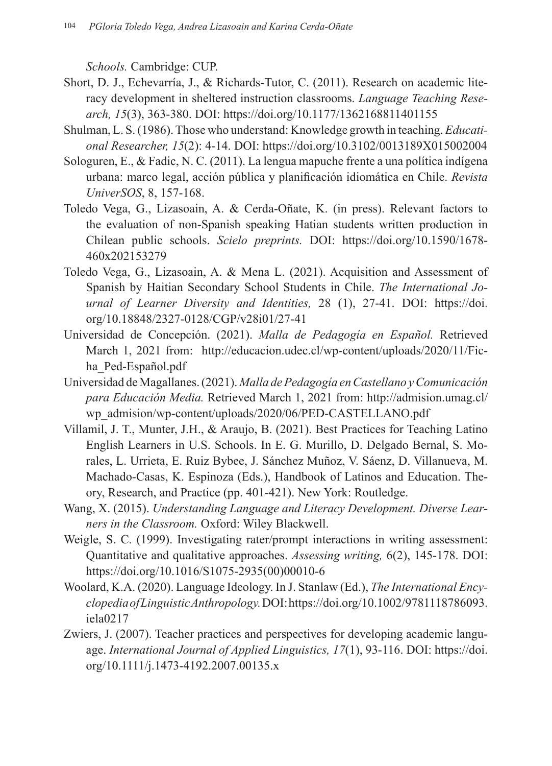*Schools.* Cambridge: CUP.

Short, D. J., Echevarría, J., & Richards-Tutor, C. (2011). Research on academic literacy development in sheltered instruction classrooms. *Language Teaching Research, 15*(3), 363-380. DOI: https://doi.org/10.1177/1362168811401155

Shulman, L. S. (1986). Those who understand: Knowledge growth in teaching. *Educational Researcher, 15*(2): 4-14. DOI: https://doi.org/10.3102/0013189X015002004

Sologuren, E., & Fadic, N. C. (2011). La lengua mapuche frente a una política indígena urbana: marco legal, acción pública y planificación idiomática en Chile. *Revista UniverSOS*, 8, 157-168.

Toledo Vega, G., Lizasoain, A. & Cerda-Oñate, K. (in press). Relevant factors to the evaluation of non-Spanish speaking Hatian students written production in Chilean public schools. *Scielo preprints.* DOI: https://doi.org/10.1590/1678-460x202153279

Toledo Vega, G., Lizasoain, A. & Mena L. (2021). Acquisition and Assessment of Spanish by Haitian Secondary School Students in Chile. *The International Journal of Learner Diversity and Identities,* 28 (1), 27-41. DOI: https://doi.org/10.18848/2327-0128/CGP/v28i01/27-41

Universidad de Concepción. (2021). *Malla de Pedagogía en Español.* Retrieved March 1, 2021 from: http://educacion.udec.cl/wp-content/uploads/2020/11/Ficha_Ped-Español.pdf

Universidad de Magallanes. (2021). *Malla de Pedagogía en Castellano y Comunicación para Educación Media.* Retrieved March 1, 2021 from: http://admision.umag.cl/wp_admision/wp-content/uploads/2020/06/PED-CASTELLANO.pdf

Villamil, J. T., Munter, J.H., & Araujo, B. (2021). Best Practices for Teaching Latino English Learners in U.S. Schools. In E. G. Murillo, D. Delgado Bernal, S. Morales, L. Urrieta, E. Ruiz Bybee, J. Sánchez Muñoz, V. Sáenz, D. Villanueva, M. Machado-Casas, K. Espinoza (Eds.), Handbook of Latinos and Education. Theory, Research, and Practice (pp. 401-421). New York: Routledge.

Wang, X. (2015). *Understanding Language and Literacy Development. Diverse Learners in the Classroom.* Oxford: Wiley Blackwell.

Weigle, S. C. (1999). Investigating rater/prompt interactions in writing assessment: Quantitative and qualitative approaches. *Assessing writing,* 6(2), 145-178. DOI: https://doi.org/10.1016/S1075-2935(00)00010-6

Woolard, K.A. (2020). Language Ideology. In J. Stanlaw (Ed.), *The International Encyclopedia of Linguistic Anthropology.* DOI: https://doi.org/10.1002/9781118786093.iela0217

Zwiers, J. (2007). Teacher practices and perspectives for developing academic language. *International Journal of Applied Linguistics, 17*(1), 93-116. DOI: https://doi.org/10.1111/j.1473-4192.2007.00135.x